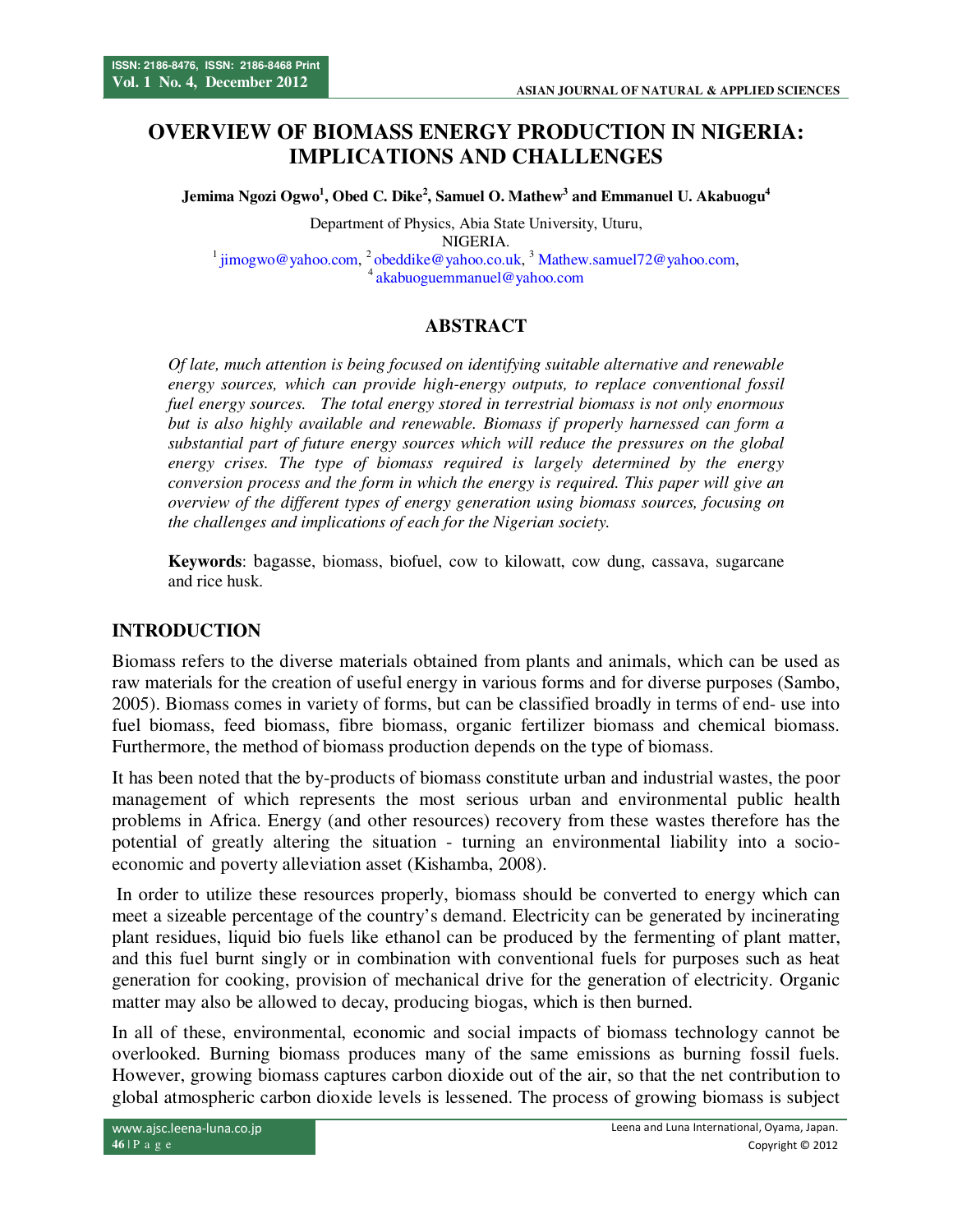# OVERVIEW OF BIOMASS ENERGY PRODUCTION IN NIGERIA: IMPLICATIONS AND CHALLENGES

**Jemima Ngozi Ogwo[1], Obed C. Dike[2], Samuel O. Mathew[3] and Emmanuel U. Akabuogu[4]**

Department of Physics, Abia State University, Uturu,
NIGERIA.
[1] jimogwo@yahoo.com, [2] obeddike@yahoo.co.uk, [3] Mathew.samuel72@yahoo.com,
[4] akabuoguemmanuel@yahoo.com

## ABSTRACT

*Of late, much attention is being focused on identifying suitable alternative and renewable energy sources, which can provide high-energy outputs, to replace conventional fossil fuel energy sources. The total energy stored in terrestrial biomass is not only enormous but is also highly available and renewable. Biomass if properly harnessed can form a substantial part of future energy sources which will reduce the pressures on the global energy crises. The type of biomass required is largely determined by the energy conversion process and the form in which the energy is required. This paper will give an overview of the different types of energy generation using biomass sources, focusing on the challenges and implications of each for the Nigerian society.*

**Keywords**: bagasse, biomass, biofuel, cow to kilowatt, cow dung, cassava, sugarcane and rice husk.

## INTRODUCTION

Biomass refers to the diverse materials obtained from plants and animals, which can be used as raw materials for the creation of useful energy in various forms and for diverse purposes (Sambo, 2005). Biomass comes in variety of forms, but can be classified broadly in terms of end- use into fuel biomass, feed biomass, fibre biomass, organic fertilizer biomass and chemical biomass. Furthermore, the method of biomass production depends on the type of biomass.

It has been noted that the by-products of biomass constitute urban and industrial wastes, the poor management of which represents the most serious urban and environmental public health problems in Africa. Energy (and other resources) recovery from these wastes therefore has the potential of greatly altering the situation - turning an environmental liability into a socio-economic and poverty alleviation asset (Kishamba, 2008).

In order to utilize these resources properly, biomass should be converted to energy which can meet a sizeable percentage of the country's demand. Electricity can be generated by incinerating plant residues, liquid bio fuels like ethanol can be produced by the fermenting of plant matter, and this fuel burnt singly or in combination with conventional fuels for purposes such as heat generation for cooking, provision of mechanical drive for the generation of electricity. Organic matter may also be allowed to decay, producing biogas, which is then burned.

In all of these, environmental, economic and social impacts of biomass technology cannot be overlooked. Burning biomass produces many of the same emissions as burning fossil fuels. However, growing biomass captures carbon dioxide out of the air, so that the net contribution to global atmospheric carbon dioxide levels is lessened. The process of growing biomass is subject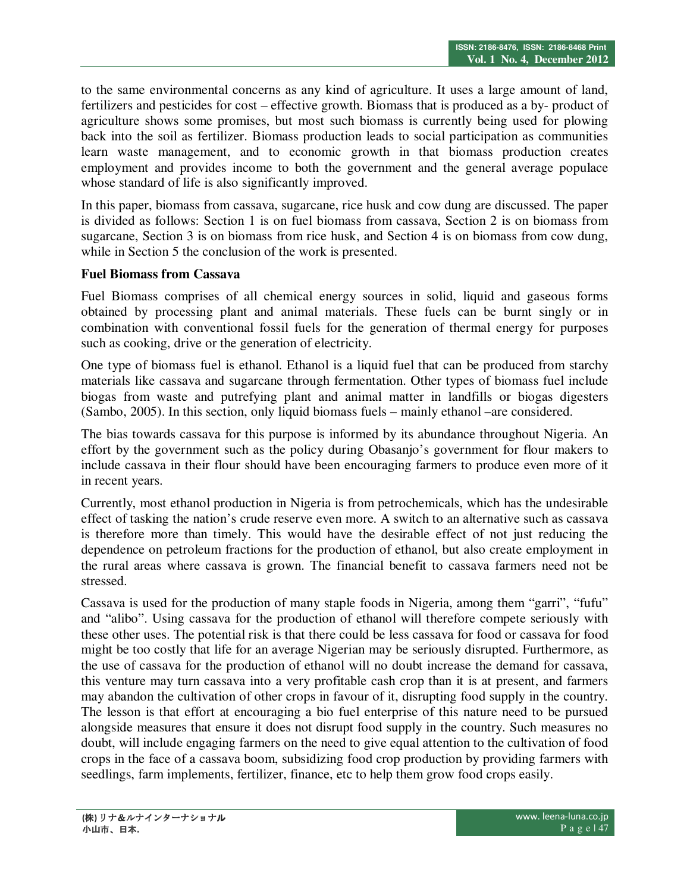to the same environmental concerns as any kind of agriculture. It uses a large amount of land, fertilizers and pesticides for cost – effective growth. Biomass that is produced as a by- product of agriculture shows some promises, but most such biomass is currently being used for plowing back into the soil as fertilizer. Biomass production leads to social participation as communities learn waste management, and to economic growth in that biomass production creates employment and provides income to both the government and the general average populace whose standard of life is also significantly improved.

In this paper, biomass from cassava, sugarcane, rice husk and cow dung are discussed. The paper is divided as follows: Section 1 is on fuel biomass from cassava, Section 2 is on biomass from sugarcane, Section 3 is on biomass from rice husk, and Section 4 is on biomass from cow dung, while in Section 5 the conclusion of the work is presented.

**Fuel Biomass from Cassava**

Fuel Biomass comprises of all chemical energy sources in solid, liquid and gaseous forms obtained by processing plant and animal materials. These fuels can be burnt singly or in combination with conventional fossil fuels for the generation of thermal energy for purposes such as cooking, drive or the generation of electricity.

One type of biomass fuel is ethanol. Ethanol is a liquid fuel that can be produced from starchy materials like cassava and sugarcane through fermentation. Other types of biomass fuel include biogas from waste and putrefying plant and animal matter in landfills or biogas digesters (Sambo, 2005). In this section, only liquid biomass fuels – mainly ethanol –are considered.

The bias towards cassava for this purpose is informed by its abundance throughout Nigeria. An effort by the government such as the policy during Obasanjo's government for flour makers to include cassava in their flour should have been encouraging farmers to produce even more of it in recent years.

Currently, most ethanol production in Nigeria is from petrochemicals, which has the undesirable effect of tasking the nation's crude reserve even more. A switch to an alternative such as cassava is therefore more than timely. This would have the desirable effect of not just reducing the dependence on petroleum fractions for the production of ethanol, but also create employment in the rural areas where cassava is grown. The financial benefit to cassava farmers need not be stressed.

Cassava is used for the production of many staple foods in Nigeria, among them "garri", "fufu" and "alibo". Using cassava for the production of ethanol will therefore compete seriously with these other uses. The potential risk is that there could be less cassava for food or cassava for food might be too costly that life for an average Nigerian may be seriously disrupted. Furthermore, as the use of cassava for the production of ethanol will no doubt increase the demand for cassava, this venture may turn cassava into a very profitable cash crop than it is at present, and farmers may abandon the cultivation of other crops in favour of it, disrupting food supply in the country. The lesson is that effort at encouraging a bio fuel enterprise of this nature need to be pursued alongside measures that ensure it does not disrupt food supply in the country. Such measures no doubt, will include engaging farmers on the need to give equal attention to the cultivation of food crops in the face of a cassava boom, subsidizing food crop production by providing farmers with seedlings, farm implements, fertilizer, finance, etc to help them grow food crops easily.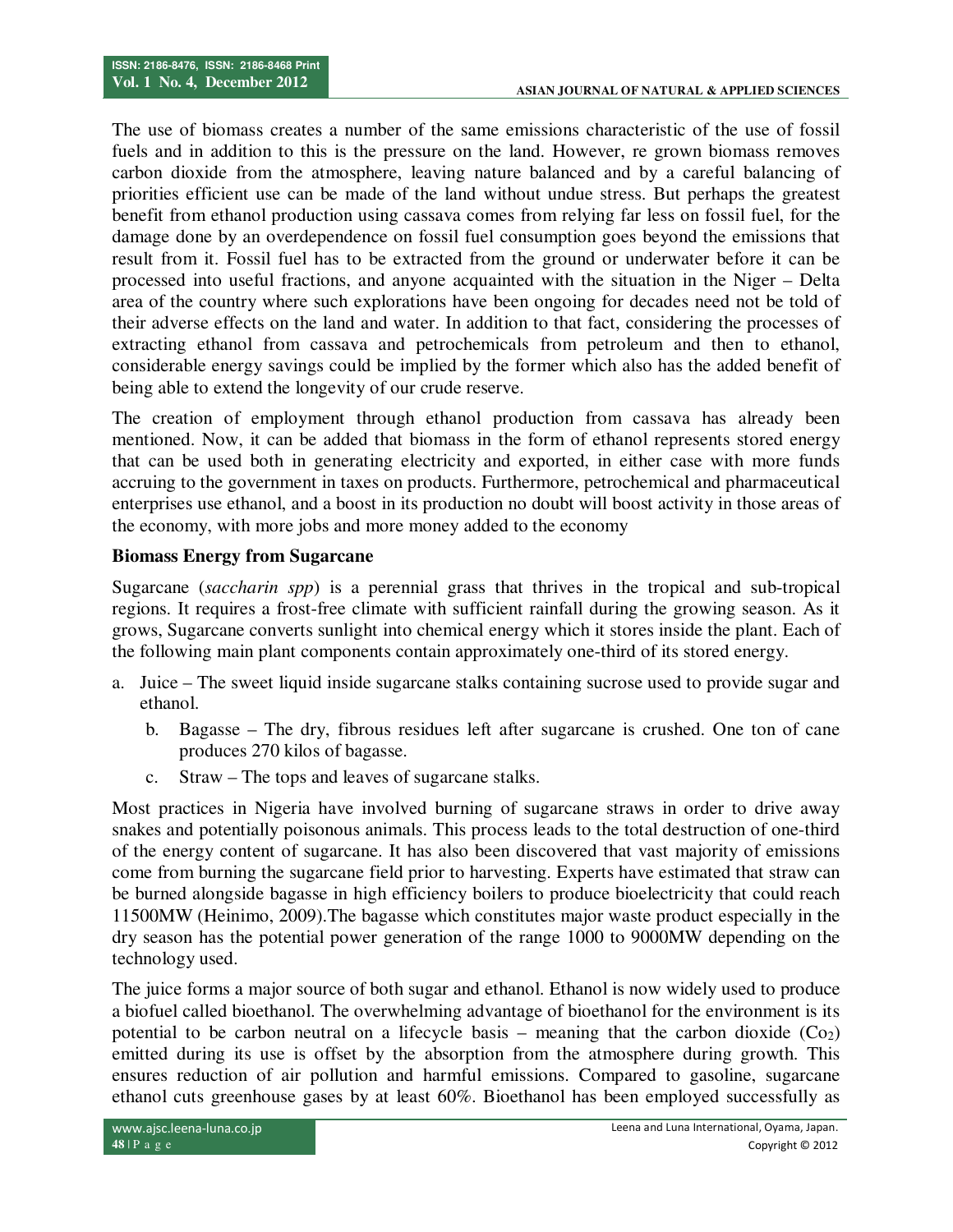The use of biomass creates a number of the same emissions characteristic of the use of fossil fuels and in addition to this is the pressure on the land. However, re grown biomass removes carbon dioxide from the atmosphere, leaving nature balanced and by a careful balancing of priorities efficient use can be made of the land without undue stress. But perhaps the greatest benefit from ethanol production using cassava comes from relying far less on fossil fuel, for the damage done by an overdependence on fossil fuel consumption goes beyond the emissions that result from it. Fossil fuel has to be extracted from the ground or underwater before it can be processed into useful fractions, and anyone acquainted with the situation in the Niger – Delta area of the country where such explorations have been ongoing for decades need not be told of their adverse effects on the land and water. In addition to that fact, considering the processes of extracting ethanol from cassava and petrochemicals from petroleum and then to ethanol, considerable energy savings could be implied by the former which also has the added benefit of being able to extend the longevity of our crude reserve.

The creation of employment through ethanol production from cassava has already been mentioned. Now, it can be added that biomass in the form of ethanol represents stored energy that can be used both in generating electricity and exported, in either case with more funds accruing to the government in taxes on products. Furthermore, petrochemical and pharmaceutical enterprises use ethanol, and a boost in its production no doubt will boost activity in those areas of the economy, with more jobs and more money added to the economy

**Biomass Energy from Sugarcane**

Sugarcane (*saccharin spp*) is a perennial grass that thrives in the tropical and sub-tropical regions. It requires a frost-free climate with sufficient rainfall during the growing season. As it grows, Sugarcane converts sunlight into chemical energy which it stores inside the plant. Each of the following main plant components contain approximately one-third of its stored energy.

a. Juice – The sweet liquid inside sugarcane stalks containing sucrose used to provide sugar and ethanol.
b. Bagasse – The dry, fibrous residues left after sugarcane is crushed. One ton of cane produces 270 kilos of bagasse.
c. Straw – The tops and leaves of sugarcane stalks.

Most practices in Nigeria have involved burning of sugarcane straws in order to drive away snakes and potentially poisonous animals. This process leads to the total destruction of one-third of the energy content of sugarcane. It has also been discovered that vast majority of emissions come from burning the sugarcane field prior to harvesting. Experts have estimated that straw can be burned alongside bagasse in high efficiency boilers to produce bioelectricity that could reach 11500MW (Heinimo, 2009).The bagasse which constitutes major waste product especially in the dry season has the potential power generation of the range 1000 to 9000MW depending on the technology used.

The juice forms a major source of both sugar and ethanol. Ethanol is now widely used to produce a biofuel called bioethanol. The overwhelming advantage of bioethanol for the environment is its potential to be carbon neutral on a lifecycle basis – meaning that the carbon dioxide ($Co_2$) emitted during its use is offset by the absorption from the atmosphere during growth. This ensures reduction of air pollution and harmful emissions. Compared to gasoline, sugarcane ethanol cuts greenhouse gases by at least 60%. Bioethanol has been employed successfully as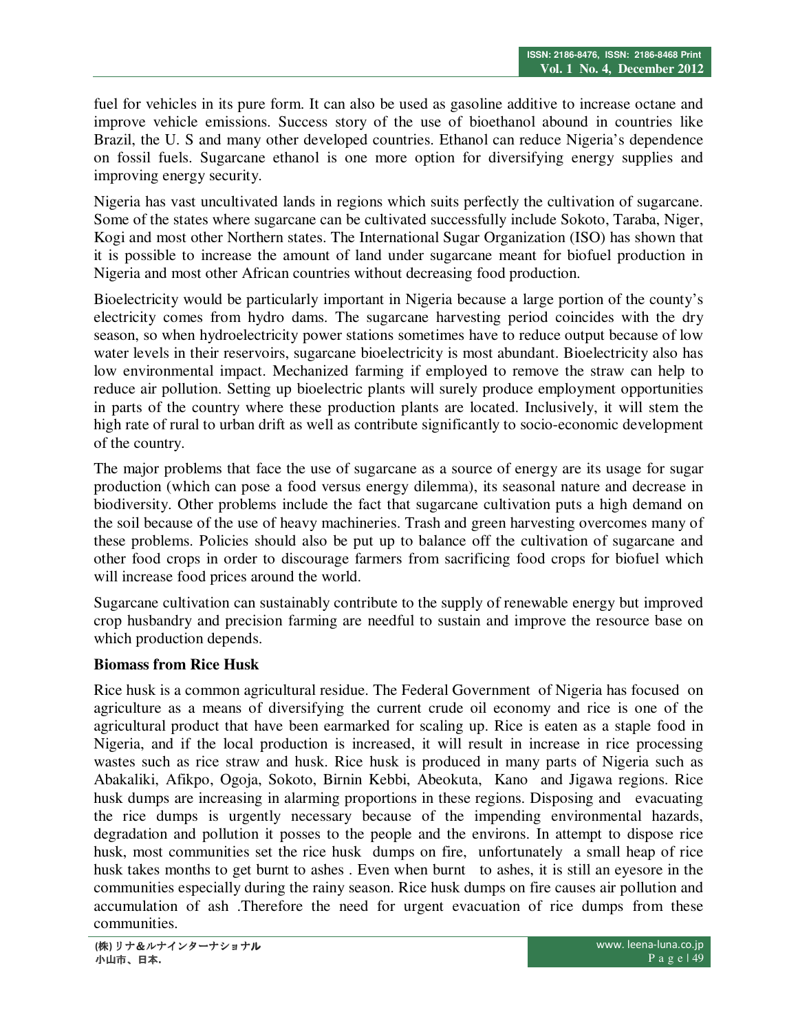fuel for vehicles in its pure form. It can also be used as gasoline additive to increase octane and improve vehicle emissions. Success story of the use of bioethanol abound in countries like Brazil, the U. S and many other developed countries. Ethanol can reduce Nigeria's dependence on fossil fuels. Sugarcane ethanol is one more option for diversifying energy supplies and improving energy security.

Nigeria has vast uncultivated lands in regions which suits perfectly the cultivation of sugarcane. Some of the states where sugarcane can be cultivated successfully include Sokoto, Taraba, Niger, Kogi and most other Northern states. The International Sugar Organization (ISO) has shown that it is possible to increase the amount of land under sugarcane meant for biofuel production in Nigeria and most other African countries without decreasing food production.

Bioelectricity would be particularly important in Nigeria because a large portion of the county's electricity comes from hydro dams. The sugarcane harvesting period coincides with the dry season, so when hydroelectricity power stations sometimes have to reduce output because of low water levels in their reservoirs, sugarcane bioelectricity is most abundant. Bioelectricity also has low environmental impact. Mechanized farming if employed to remove the straw can help to reduce air pollution. Setting up bioelectric plants will surely produce employment opportunities in parts of the country where these production plants are located. Inclusively, it will stem the high rate of rural to urban drift as well as contribute significantly to socio-economic development of the country.

The major problems that face the use of sugarcane as a source of energy are its usage for sugar production (which can pose a food versus energy dilemma), its seasonal nature and decrease in biodiversity. Other problems include the fact that sugarcane cultivation puts a high demand on the soil because of the use of heavy machineries. Trash and green harvesting overcomes many of these problems. Policies should also be put up to balance off the cultivation of sugarcane and other food crops in order to discourage farmers from sacrificing food crops for biofuel which will increase food prices around the world.

Sugarcane cultivation can sustainably contribute to the supply of renewable energy but improved crop husbandry and precision farming are needful to sustain and improve the resource base on which production depends.

**Biomass from Rice Husk**

Rice husk is a common agricultural residue. The Federal Government of Nigeria has focused on agriculture as a means of diversifying the current crude oil economy and rice is one of the agricultural product that have been earmarked for scaling up. Rice is eaten as a staple food in Nigeria, and if the local production is increased, it will result in increase in rice processing wastes such as rice straw and husk. Rice husk is produced in many parts of Nigeria such as Abakaliki, Afikpo, Ogoja, Sokoto, Birnin Kebbi, Abeokuta, Kano and Jigawa regions. Rice husk dumps are increasing in alarming proportions in these regions. Disposing and evacuating the rice dumps is urgently necessary because of the impending environmental hazards, degradation and pollution it posses to the people and the environs. In attempt to dispose rice husk, most communities set the rice husk dumps on fire, unfortunately a small heap of rice husk takes months to get burnt to ashes . Even when burnt to ashes, it is still an eyesore in the communities especially during the rainy season. Rice husk dumps on fire causes air pollution and accumulation of ash .Therefore the need for urgent evacuation of rice dumps from these communities.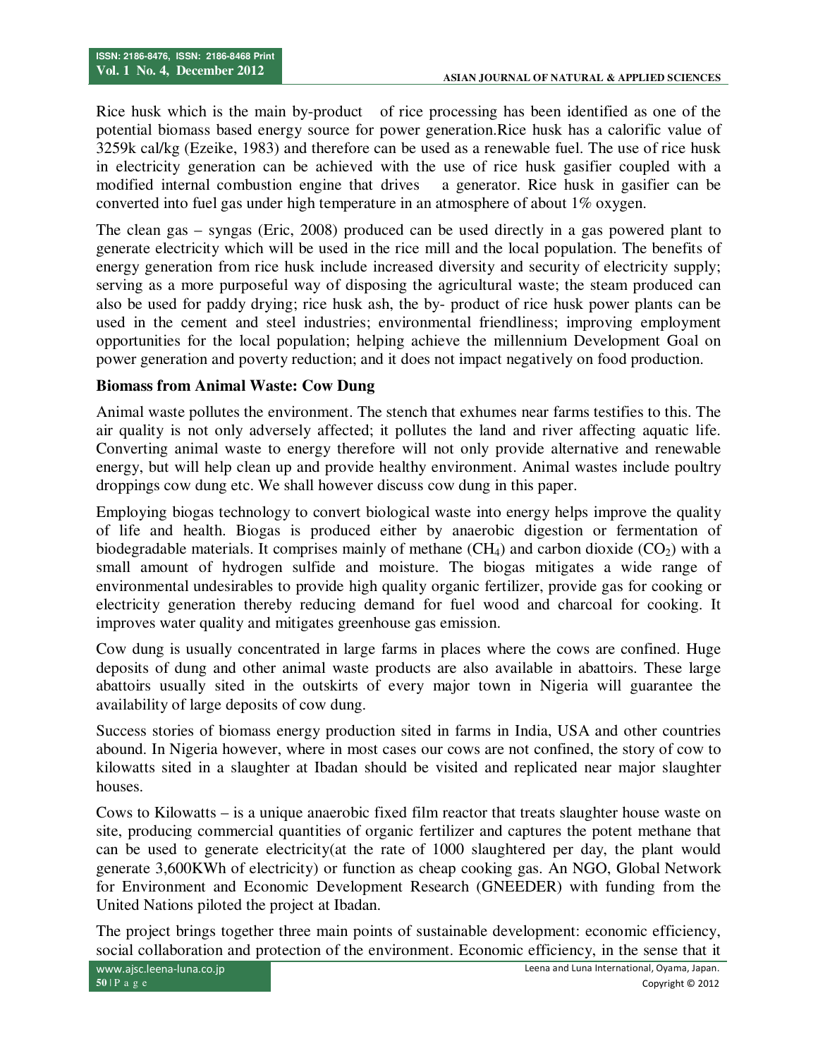Rice husk which is the main by-product of rice processing has been identified as one of the potential biomass based energy source for power generation.Rice husk has a calorific value of 3259k cal/kg (Ezeike, 1983) and therefore can be used as a renewable fuel. The use of rice husk in electricity generation can be achieved with the use of rice husk gasifier coupled with a modified internal combustion engine that drives a generator. Rice husk in gasifier can be converted into fuel gas under high temperature in an atmosphere of about 1% oxygen.

The clean gas – syngas (Eric, 2008) produced can be used directly in a gas powered plant to generate electricity which will be used in the rice mill and the local population. The benefits of energy generation from rice husk include increased diversity and security of electricity supply; serving as a more purposeful way of disposing the agricultural waste; the steam produced can also be used for paddy drying; rice husk ash, the by- product of rice husk power plants can be used in the cement and steel industries; environmental friendliness; improving employment opportunities for the local population; helping achieve the millennium Development Goal on power generation and poverty reduction; and it does not impact negatively on food production.

**Biomass from Animal Waste: Cow Dung**

Animal waste pollutes the environment. The stench that exhumes near farms testifies to this. The air quality is not only adversely affected; it pollutes the land and river affecting aquatic life. Converting animal waste to energy therefore will not only provide alternative and renewable energy, but will help clean up and provide healthy environment. Animal wastes include poultry droppings cow dung etc. We shall however discuss cow dung in this paper.

Employing biogas technology to convert biological waste into energy helps improve the quality of life and health. Biogas is produced either by anaerobic digestion or fermentation of biodegradable materials. It comprises mainly of methane ($CH_4$) and carbon dioxide ($CO_2$) with a small amount of hydrogen sulfide and moisture. The biogas mitigates a wide range of environmental undesirables to provide high quality organic fertilizer, provide gas for cooking or electricity generation thereby reducing demand for fuel wood and charcoal for cooking. It improves water quality and mitigates greenhouse gas emission.

Cow dung is usually concentrated in large farms in places where the cows are confined. Huge deposits of dung and other animal waste products are also available in abattoirs. These large abattoirs usually sited in the outskirts of every major town in Nigeria will guarantee the availability of large deposits of cow dung.

Success stories of biomass energy production sited in farms in India, USA and other countries abound. In Nigeria however, where in most cases our cows are not confined, the story of cow to kilowatts sited in a slaughter at Ibadan should be visited and replicated near major slaughter houses.

Cows to Kilowatts – is a unique anaerobic fixed film reactor that treats slaughter house waste on site, producing commercial quantities of organic fertilizer and captures the potent methane that can be used to generate electricity(at the rate of 1000 slaughtered per day, the plant would generate 3,600KWh of electricity) or function as cheap cooking gas. An NGO, Global Network for Environment and Economic Development Research (GNEEDER) with funding from the United Nations piloted the project at Ibadan.

The project brings together three main points of sustainable development: economic efficiency, social collaboration and protection of the environment. Economic efficiency, in the sense that it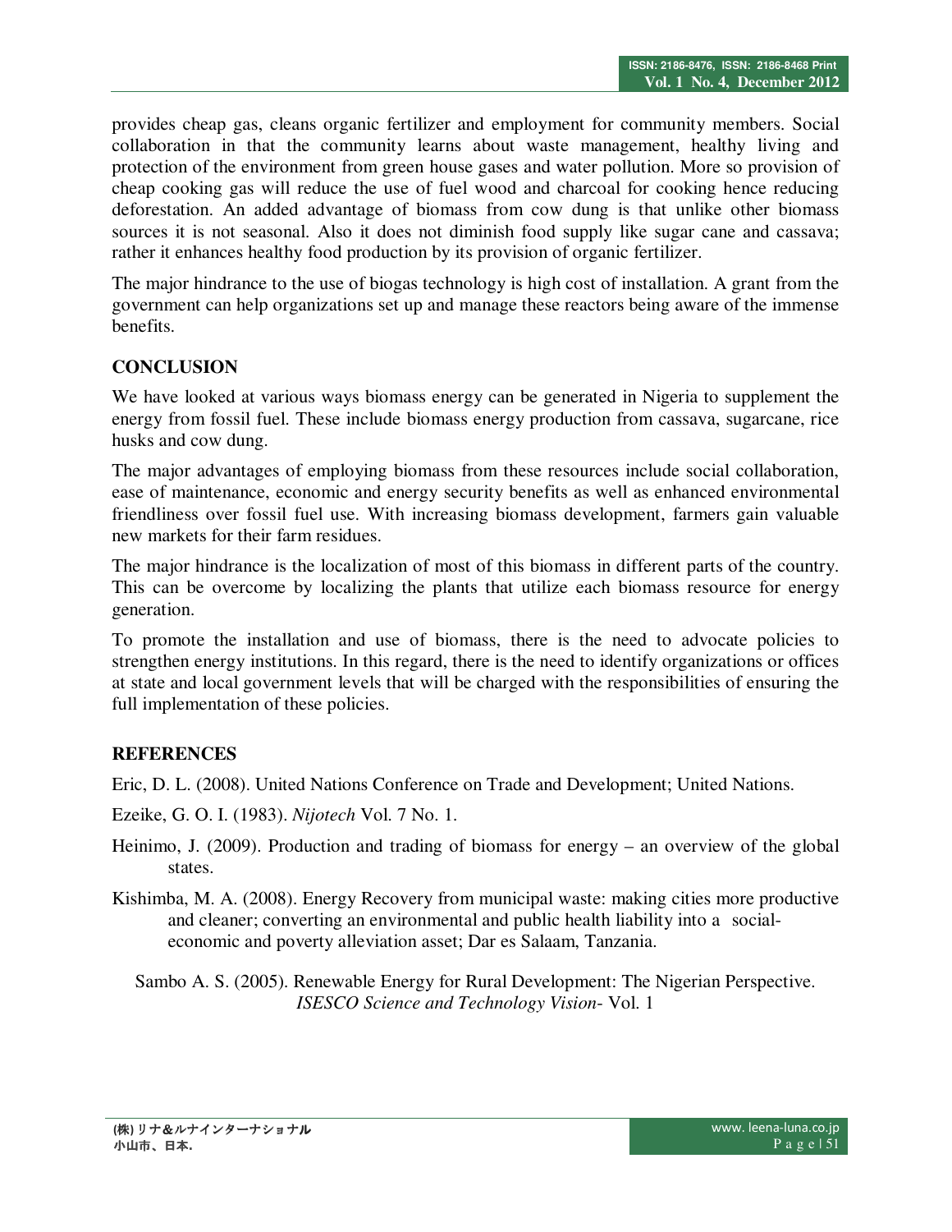provides cheap gas, cleans organic fertilizer and employment for community members. Social collaboration in that the community learns about waste management, healthy living and protection of the environment from green house gases and water pollution. More so provision of cheap cooking gas will reduce the use of fuel wood and charcoal for cooking hence reducing deforestation. An added advantage of biomass from cow dung is that unlike other biomass sources it is not seasonal. Also it does not diminish food supply like sugar cane and cassava; rather it enhances healthy food production by its provision of organic fertilizer.

The major hindrance to the use of biogas technology is high cost of installation. A grant from the government can help organizations set up and manage these reactors being aware of the immense benefits.

## CONCLUSION

We have looked at various ways biomass energy can be generated in Nigeria to supplement the energy from fossil fuel. These include biomass energy production from cassava, sugarcane, rice husks and cow dung.

The major advantages of employing biomass from these resources include social collaboration, ease of maintenance, economic and energy security benefits as well as enhanced environmental friendliness over fossil fuel use. With increasing biomass development, farmers gain valuable new markets for their farm residues.

The major hindrance is the localization of most of this biomass in different parts of the country. This can be overcome by localizing the plants that utilize each biomass resource for energy generation.

To promote the installation and use of biomass, there is the need to advocate policies to strengthen energy institutions. In this regard, there is the need to identify organizations or offices at state and local government levels that will be charged with the responsibilities of ensuring the full implementation of these policies.

## REFERENCES

Eric, D. L. (2008). United Nations Conference on Trade and Development; United Nations.

Ezeike, G. O. I. (1983). *Nijotech* Vol. 7 No. 1.

Heinimo, J. (2009). Production and trading of biomass for energy – an overview of the global states.

Kishimba, M. A. (2008). Energy Recovery from municipal waste: making cities more productive and cleaner; converting an environmental and public health liability into a social-economic and poverty alleviation asset; Dar es Salaam, Tanzania.

Sambo A. S. (2005). Renewable Energy for Rural Development: The Nigerian Perspective. *ISESCO Science and Technology Vision*- Vol. 1